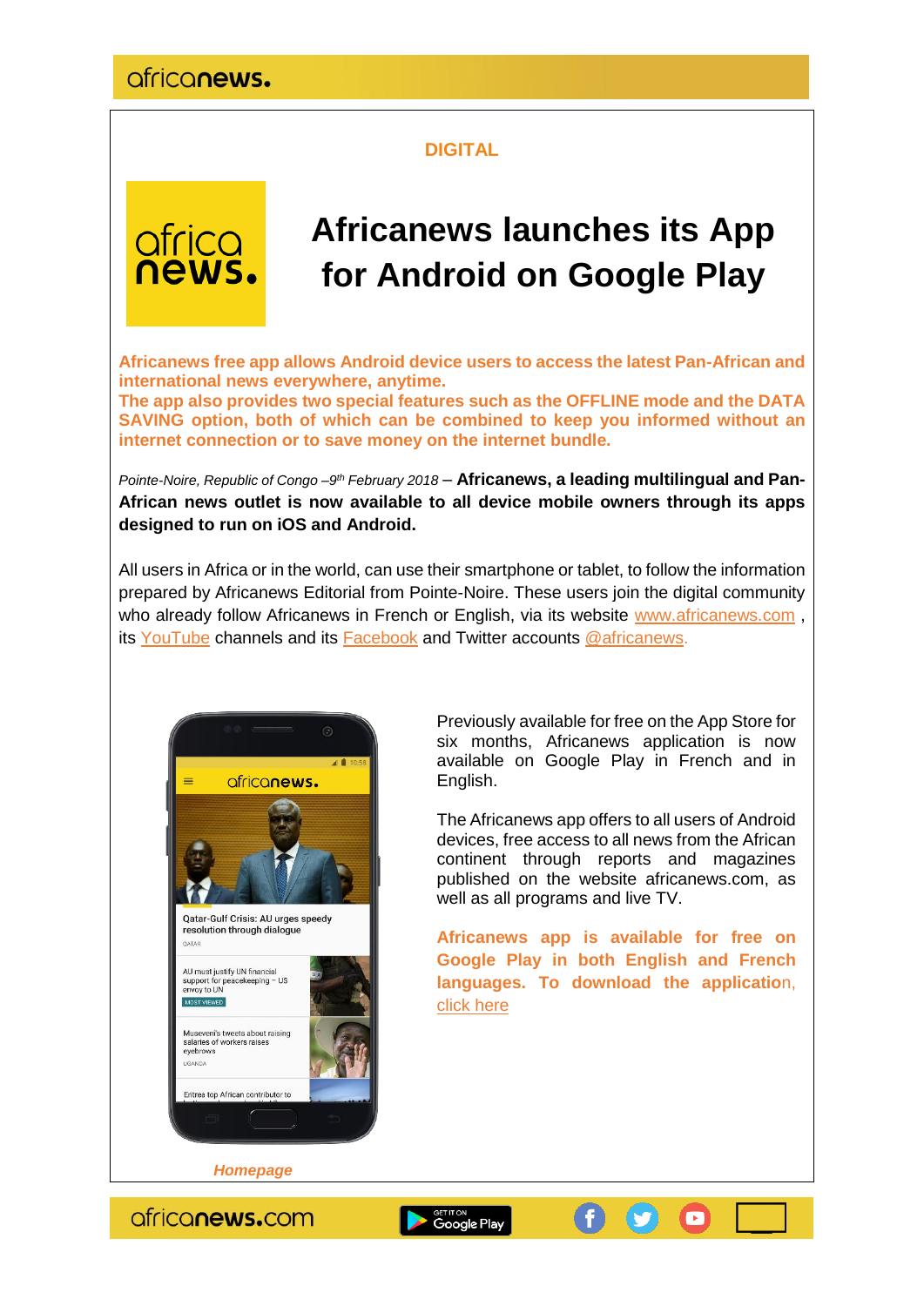DIGITAL

# Africanews launches its App for Android on Google Play

**Africanews free app allows Android device users to access the latest Pan-African and international news everywhere, anytime.**
**The app also provides two special features such as the OFFLINE mode and the DATA SAVING option, both of which can be combined to keep you informed without an internet connection or to save money on the internet bundle.**

*Pointe-Noire, Republic of Congo –9th February 2018* – **Africanews, a leading multilingual and Pan-African news outlet is now available to all device mobile owners through its apps designed to run on iOS and Android.**

All users in Africa or in the world, can use their smartphone or tablet, to follow the information prepared by Africanews Editorial from Pointe-Noire. These users join the digital community who already follow Africanews in French or English, via its website www.africanews.com , its YouTube channels and its Facebook and Twitter accounts @africanews.

Previously available for free on the App Store for six months, Africanews application is now available on Google Play in French and in English.

The Africanews app offers to all users of Android devices, free access to all news from the African continent through reports and magazines published on the website africanews.com, as well as all programs and live TV.

**Africanews app is available for free on Google Play in both English and French languages. To download the application**, click here

*Homepage*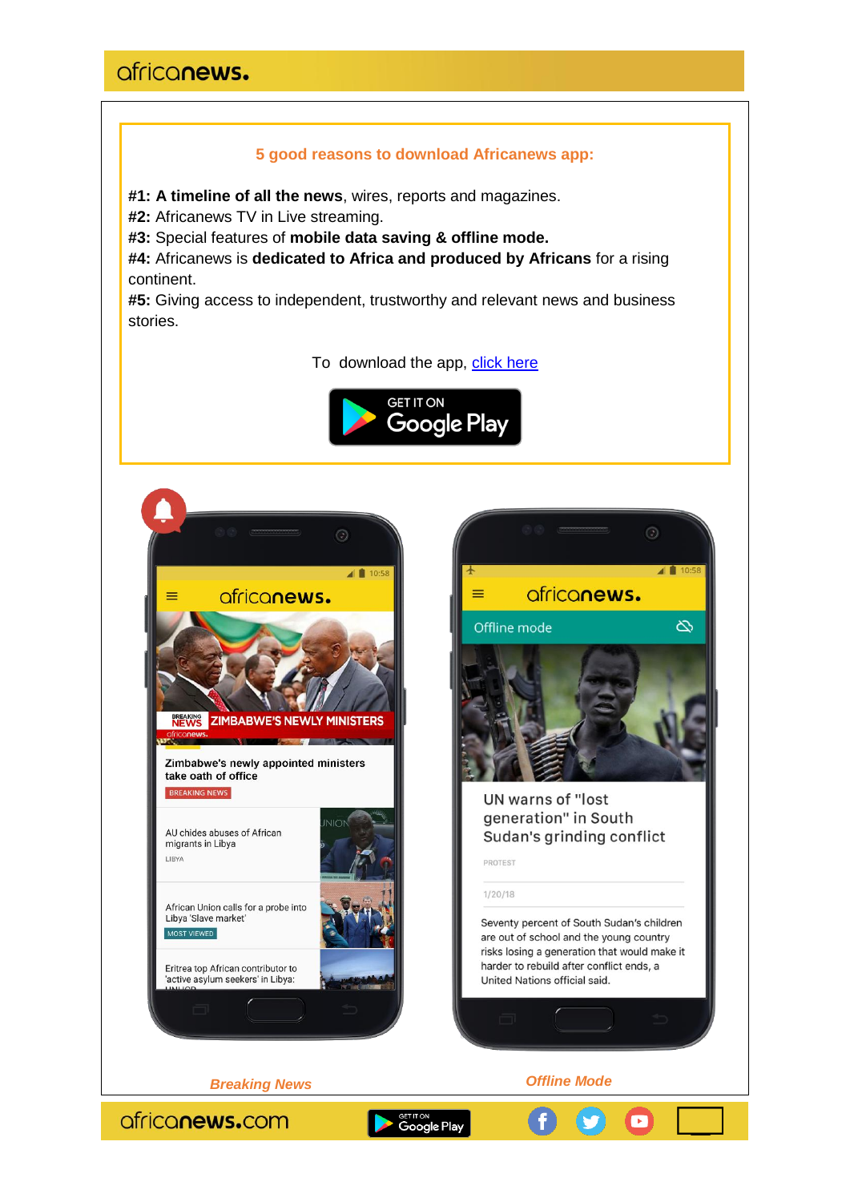africanews.

**5 good reasons to download Africanews app:**

**#1: A timeline of all the news**, wires, reports and magazines.
**#2:** Africanews TV in Live streaming.
**#3:** Special features of **mobile data saving & offline mode.**
**#4:** Africanews is **dedicated to Africa and produced by Africans** for a rising continent.
**#5:** Giving access to independent, trustworthy and relevant news and business stories.

To download the app, click here

GET IT ON Google Play

*Breaking News*

*Offline Mode*

africanews.com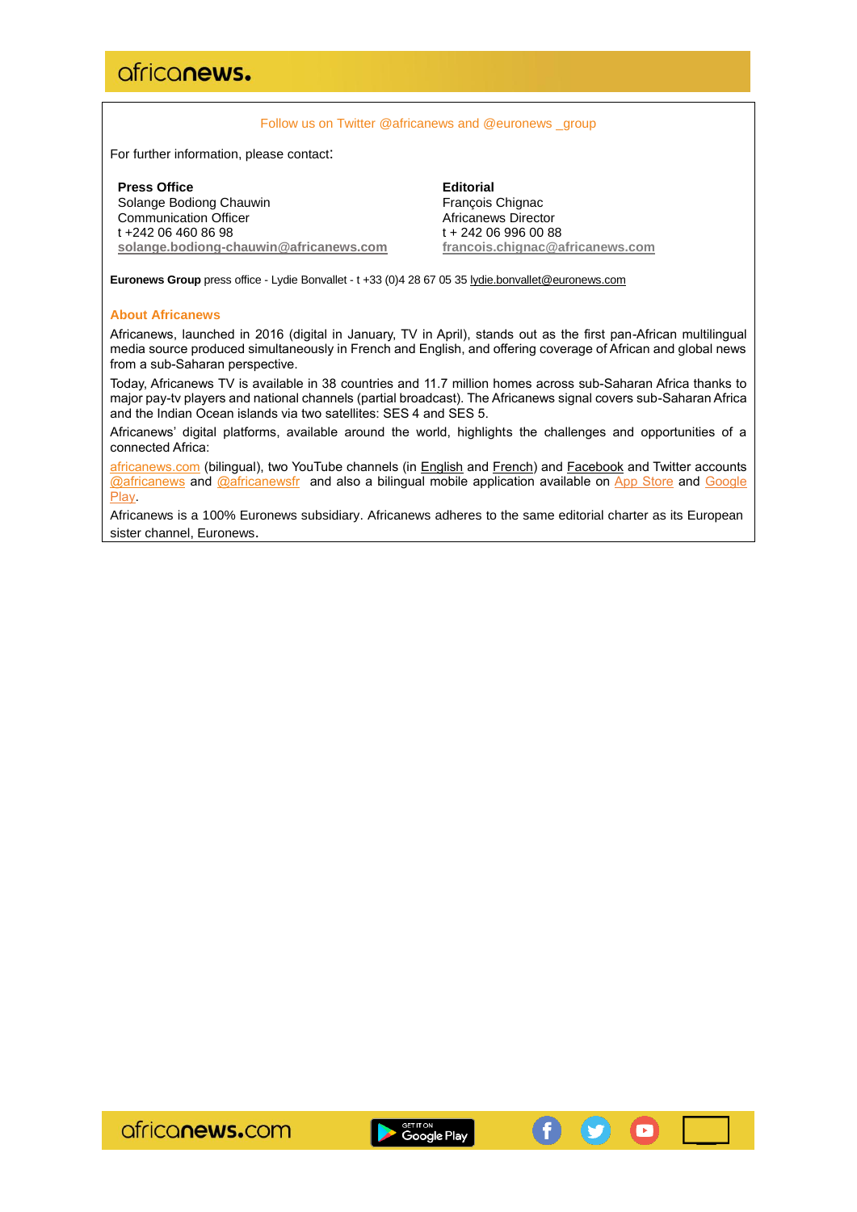Follow us on Twitter @africanews and @euronews _group

For further information, please contact:

**Press Office**
Solange Bodiong Chauwin
Communication Officer
t +242 06 460 86 98
**solange.bodiong-chauwin@africanews.com**

**Editorial**
François Chignac
Africanews Director
t + 242 06 996 00 88
**francois.chignac@africanews.com**

**Euronews Group** press office - Lydie Bonvallet - t +33 (0)4 28 67 05 35 lydie.bonvallet@euronews.com

## About Africanews

Africanews, launched in 2016 (digital in January, TV in April), stands out as the first pan-African multilingual media source produced simultaneously in French and English, and offering coverage of African and global news from a sub-Saharan perspective.

Today, Africanews TV is available in 38 countries and 11.7 million homes across sub-Saharan Africa thanks to major pay-tv players and national channels (partial broadcast). The Africanews signal covers sub-Saharan Africa and the Indian Ocean islands via two satellites: SES 4 and SES 5.

Africanews' digital platforms, available around the world, highlights the challenges and opportunities of a connected Africa:

africanews.com (bilingual), two YouTube channels (in English and French) and Facebook and Twitter accounts @africanews and @africanewsfr and also a bilingual mobile application available on App Store and Google Play.

Africanews is a 100% Euronews subsidiary. Africanews adheres to the same editorial charter as its European sister channel, Euronews.

africanews.com